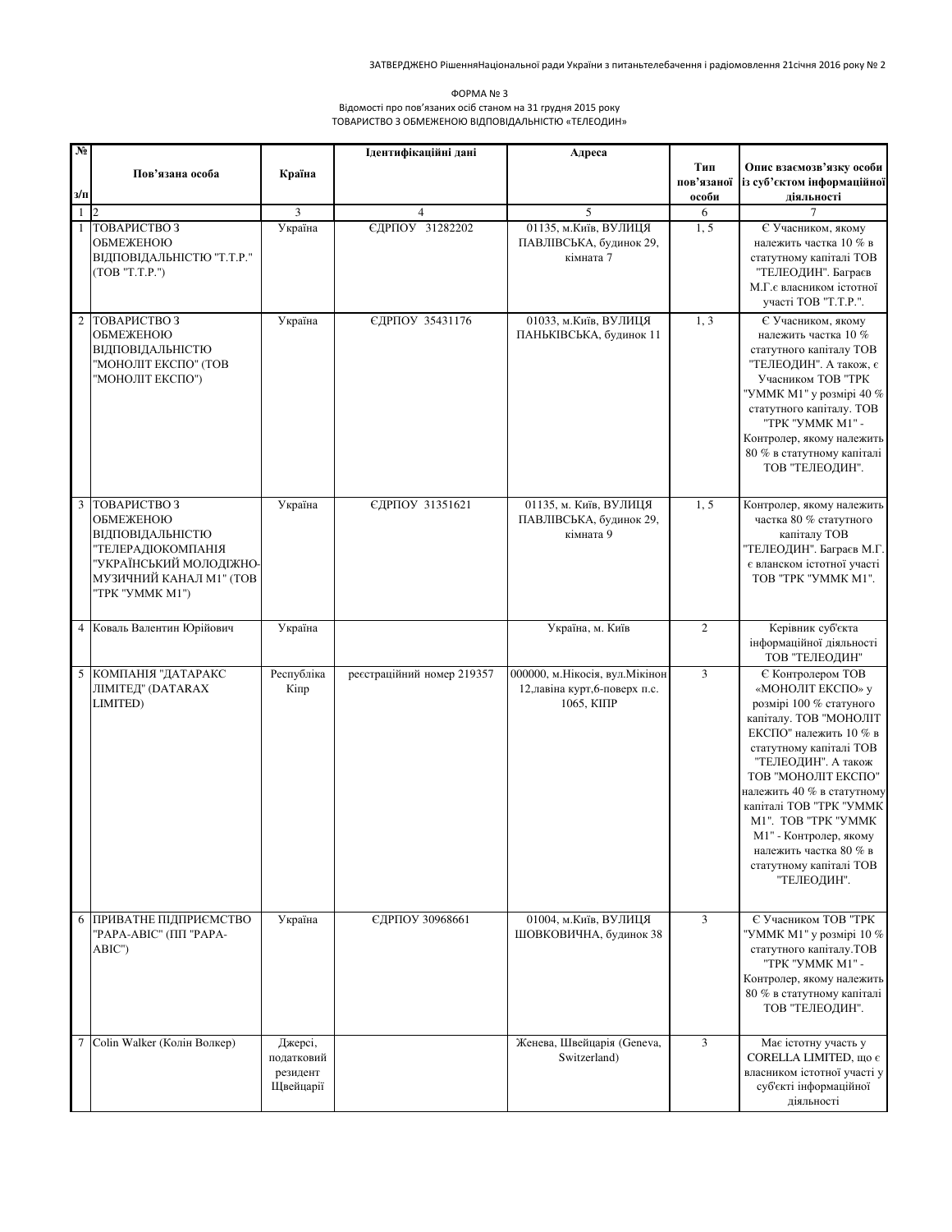ЗАТВЕРДЖЕНО РішенняНаціональної ради України з питаньтелебачення і радіомовлення 21січня 2016 року № 2

ФОРМА № 3
Відомості про пов'язаних осіб станом на 31 грудня 2015 року
ТОВАРИСТВО З ОБМЕЖЕНОЮ ВІДПОВІДАЛЬНІСТЮ «ТЕЛЕОДИН»

| № з/п | Пов'язана особа | Країна | Ідентифікаційні дані | Адреса | Тип пов'язаної особи | Опис взаємозв'язку особи із суб'єктом інформаційної діяльності |
|---|---|---|---|---|---|---|
| 1 | 2 | 3 | 4 | 5 | 6 | 7 |
| 1 | ТОВАРИСТВО З ОБМЕЖЕНОЮ ВІДПОВІДАЛЬНІСТЮ "Т.Т.Р." (ТОВ "Т.Т.Р.") | Україна | ЄДРПОУ 31282202 | 01135, м.Київ, ВУЛИЦЯ ПАВЛІВСЬКА, будинок 29, кімната 7 | 1, 5 | Є Учасником, якому належить частка 10 % в статутному капіталі ТОВ "ТЕЛЕОДИН". Баграєв М.Г.є власником істотної участі ТОВ "Т.Т.Р.". |
| 2 | ТОВАРИСТВО З ОБМЕЖЕНОЮ ВІДПОВІДАЛЬНІСТЮ "МОНОЛІТ ЕКСПО" (ТОВ "МОНОЛІТ ЕКСПО") | Україна | ЄДРПОУ 35431176 | 01033, м.Київ, ВУЛИЦЯ ПАНЬКІВСЬКА, будинок 11 | 1, 3 | Є Учасником, якому належить частка 10 % статутного капіталу ТОВ "ТЕЛЕОДИН". А також, є Учасником ТОВ "ТРК "УММК М1" у розмірі 40 % статутного капіталу. ТОВ "ТРК "УММК М1" - Контролер, якому належить 80 % в статутному капіталі ТОВ "ТЕЛЕОДИН". |
| 3 | ТОВАРИСТВО З ОБМЕЖЕНОЮ ВІДПОВІДАЛЬНІСТЮ "ТЕЛЕРАДІОКОМПАНІЯ "УКРАЇНСЬКИЙ МОЛОДІЖНО-МУЗИЧНИЙ КАНАЛ М1" (ТОВ "ТРК "УММК М1") | Україна | ЄДРПОУ 31351621 | 01135, м. Київ, ВУЛИЦЯ ПАВЛІВСЬКА, будинок 29, кімната 9 | 1, 5 | Контролер, якому належить частка 80 % статутного капіталу ТОВ "ТЕЛЕОДИН". Баграєв М.Г. є вланском істотної участі ТОВ "ТРК "УММК М1". |
| 4 | Коваль Валентин Юрійович | Україна | | Україна, м. Київ | 2 | Керівник суб'єкта інформаційної діяльності ТОВ "ТЕЛЕОДИН" |
| 5 | КОМПАНІЯ "ДАТАРАКС ЛІМІТЕД" (DATARAX LIMITED) | Республіка Кіпр | реєстраційний номер 219357 | 000000, м.Нікосія, вул.Мікінон 12,лавіна курт,6-поверх п.с. 1065, КІПР | 3 | Є Контролером ТОВ «МОНОЛІТ ЕКСПО» у розмірі 100 % статуного капіталу. ТОВ "МОНОЛІТ ЕКСПО" належить 10 % в статутному капіталі ТОВ "ТЕЛЕОДИН". А також ТОВ "МОНОЛІТ ЕКСПО" належить 40 % в статутному капіталі ТОВ "ТРК "УММК М1". ТОВ "ТРК "УММК М1" - Контролер, якому належить частка 80 % в статутному капіталі ТОВ "ТЕЛЕОДИН". |
| 6 | ПРИВАТНЕ ПІДПРИЄМСТВО "РАРА-АВІС" (ПП "РАРА-АВІС") | Україна | ЄДРПОУ 30968661 | 01004, м.Київ, ВУЛИЦЯ ШОВКОВИЧНА, будинок 38 | 3 | Є Учасником ТОВ "ТРК "УММК М1" у розмірі 10 % статутного капіталу.ТОВ "ТРК "УММК М1" - Контролер, якому належить 80 % в статутному капіталі ТОВ "ТЕЛЕОДИН". |
| 7 | Colin Walker (Колін Волкер) | Джерсі, податковий резидент Швейцарії | | Женева, Швейцарія (Geneva, Switzerland) | 3 | Має істотну участь у CORELLA LIMITED, що є власником істотної участі у суб'єкті інформаційної діяльності |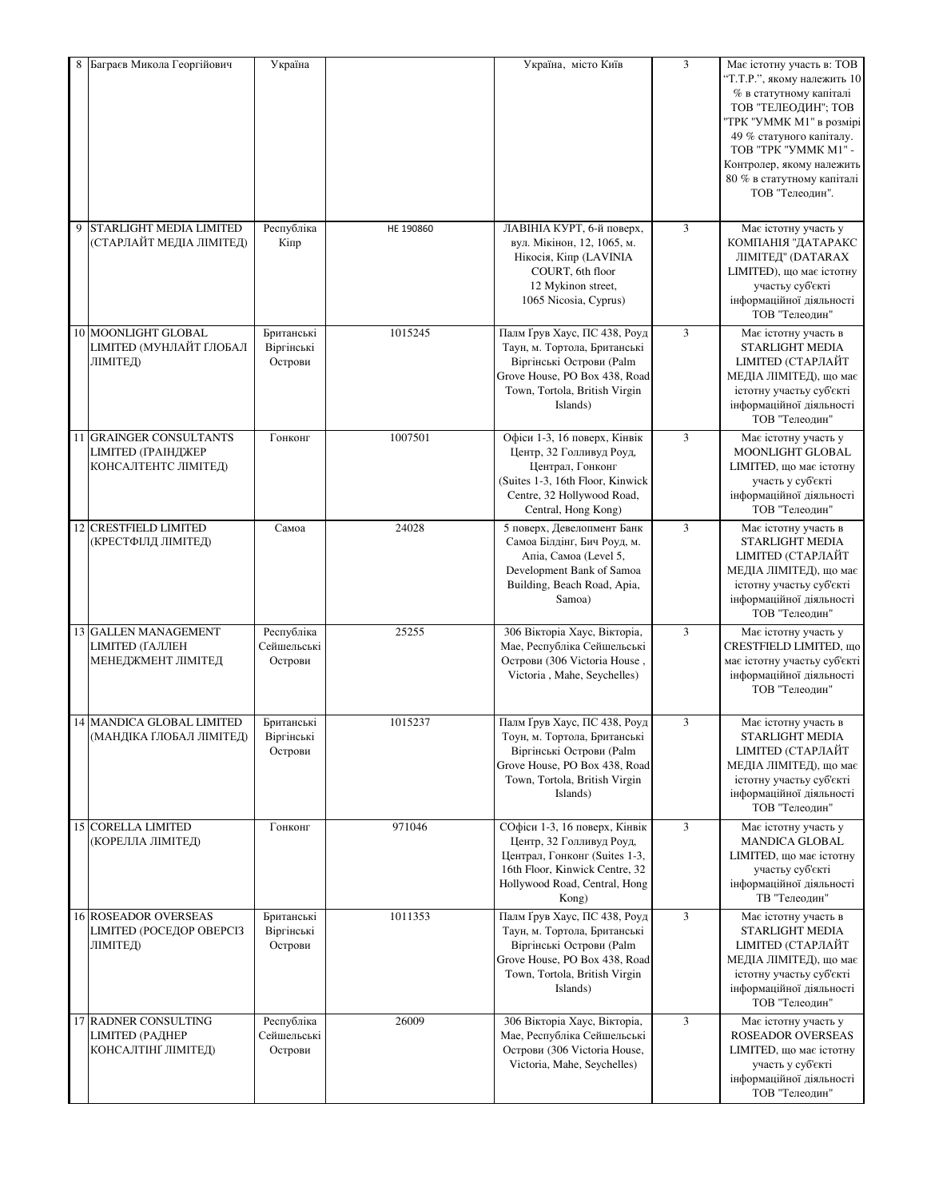| 8 | Баграєв Микола Георгійович | Україна | | Україна, місто Київ | 3 | Має істотну участь в: ТОВ "Т.Т.Р.", якому належить 10 % в статутному капіталі ТОВ "ТЕЛЕОДИН"; ТОВ "ТРК "УММК М1" в розмірі 49 % статуного капіталу. ТОВ "ТРК "УММК М1" - Контролер, якому належить 80 % в статутному капіталі ТОВ "Телеодин". |
|---|---|---|---|---|---|---|
| 9 | STARLIGHT MEDIA LIMITED (СТАРЛАЙТ МЕДІА ЛІМІТЕД) | Республіка Кіпр | HE 190860 | ЛАВІНІА КУРТ, 6-й поверх, вул. Мікінон, 12, 1065, м. Нікосія, Кіпр (LAVINIA COURT, 6th floor 12 Mykinon street, 1065 Nicosia, Cyprus) | 3 | Має істотну участь у КОМПАНІЯ "ДАТАРАКС ЛІМІТЕД" (DATARAX LIMITED), що має істотну участьу суб'єкті інформаційної діяльності ТОВ "Телеодин" |
| 10 | MOONLIGHT GLOBAL LIMITED (МУНЛАЙТ ҐЛОБАЛ ЛІМІТЕД) | Британські Віргінські Острови | 1015245 | Палм Ґрув Хаус, ПС 438, Роуд Таун, м. Тортола, Британські Віргінські Острови (Palm Grove House, PO Box 438, Road Town, Tortola, British Virgin Islands) | 3 | Має істотну участь в STARLIGHT MEDIA LIMITED (СТАРЛАЙТ МЕДІА ЛІМІТЕД), що має істотну участьу суб'єкті інформаційної діяльності ТОВ "Телеодин" |
| 11 | GRAINGER CONSULTANTS LIMITED (ҐРАІНДЖЕР КОНСАЛТЕНТС ЛІМІТЕД) | Гонконг | 1007501 | Офіси 1-3, 16 поверх, Кінвік Центр, 32 Голливуд Роуд, Централ, Гонконг (Suites 1-3, 16th Floor, Kinwick Centre, 32 Hollywood Road, Central, Hong Kong) | 3 | Має істотну участь у MOONLIGHT GLOBAL LIMITED, що має істотну участь у суб'єкті інформаційної діяльності ТОВ "Телеодин" |
| 12 | CRESTFIELD LIMITED (КРЕСТФІЛД ЛІМІТЕД) | Самоа | 24028 | 5 поверх, Девелопмент Банк Самоа Білдінг, Бич Роуд, м. Апіа, Самоа (Level 5, Development Bank of Samoa Building, Beach Road, Apia, Samoa) | 3 | Має істотну участь в STARLIGHT MEDIA LIMITED (СТАРЛАЙТ МЕДІА ЛІМІТЕД), що має істотну участьу суб'єкті інформаційної діяльності ТОВ "Телеодин" |
| 13 | GALLEN MANAGEMENT LIMITED (ҐАЛЛЕН МЕНЕДЖМЕНТ ЛІМІТЕД | Республіка Сейшельські Острови | 25255 | 306 Вікторіа Хаус, Вікторіа, Мае, Республіка Сейшельські Острови (306 Victoria House , Victoria , Mahe, Seychelles) | 3 | Має істотну участь у CRESTFIELD LIMITED, що має істотну участьу суб'єкті інформаційної діяльності ТОВ "Телеодин" |
| 14 | MANDICA GLOBAL LIMITED (МАНДІКА ҐЛОБАЛ ЛІМІТЕД) | Британські Віргінські Острови | 1015237 | Палм Ґрув Хаус, ПС 438, Роуд Тоун, м. Тортола, Британські Віргінські Острови (Palm Grove House, PO Box 438, Road Town, Tortola, British Virgin Islands) | 3 | Має істотну участь в STARLIGHT MEDIA LIMITED (СТАРЛАЙТ МЕДІА ЛІМІТЕД), що має істотну участьу суб'єкті інформаційної діяльності ТОВ "Телеодин" |
| 15 | CORELLA LIMITED (КОРЕЛЛА ЛІМІТЕД) | Гонконг | 971046 | СОфіси 1-3, 16 поверх, Кінвік Центр, 32 Голливуд Роуд, Централ, Гонконг (Suites 1-3, 16th Floor, Kinwick Centre, 32 Hollywood Road, Central, Hong Kong) | 3 | Має істотну участь у MANDICA GLOBAL LIMITED, що має істотну участьу суб'єкті інформаційної діяльності ТВ "Телеодин" |
| 16 | ROSEADOR OVERSEAS LIMITED (РОСЕДОР ОВЕРСІЗ ЛІМІТЕД) | Британські Віргінські Острови | 1011353 | Палм Ґрув Хаус, ПС 438, Роуд Таун, м. Тортола, Британські Віргінські Острови (Palm Grove House, PO Box 438, Road Town, Tortola, British Virgin Islands) | 3 | Має істотну участь в STARLIGHT MEDIA LIMITED (СТАРЛАЙТ МЕДІА ЛІМІТЕД), що має істотну участьу суб'єкті інформаційної діяльності ТОВ "Телеодин" |
| 17 | RADNER CONSULTING LIMITED (РАДНЕР КОНСАЛТІНҐ ЛІМІТЕД) | Республіка Сейшельські Острови | 26009 | 306 Вікторіа Хаус, Вікторіа, Мае, Республіка Сейшельські Острови (306 Victoria House, Victoria, Mahe, Seychelles) | 3 | Має істотну участь у ROSEADOR OVERSEAS LIMITED, що має істотну участь у суб'єкті інформаційної діяльності ТОВ "Телеодин" |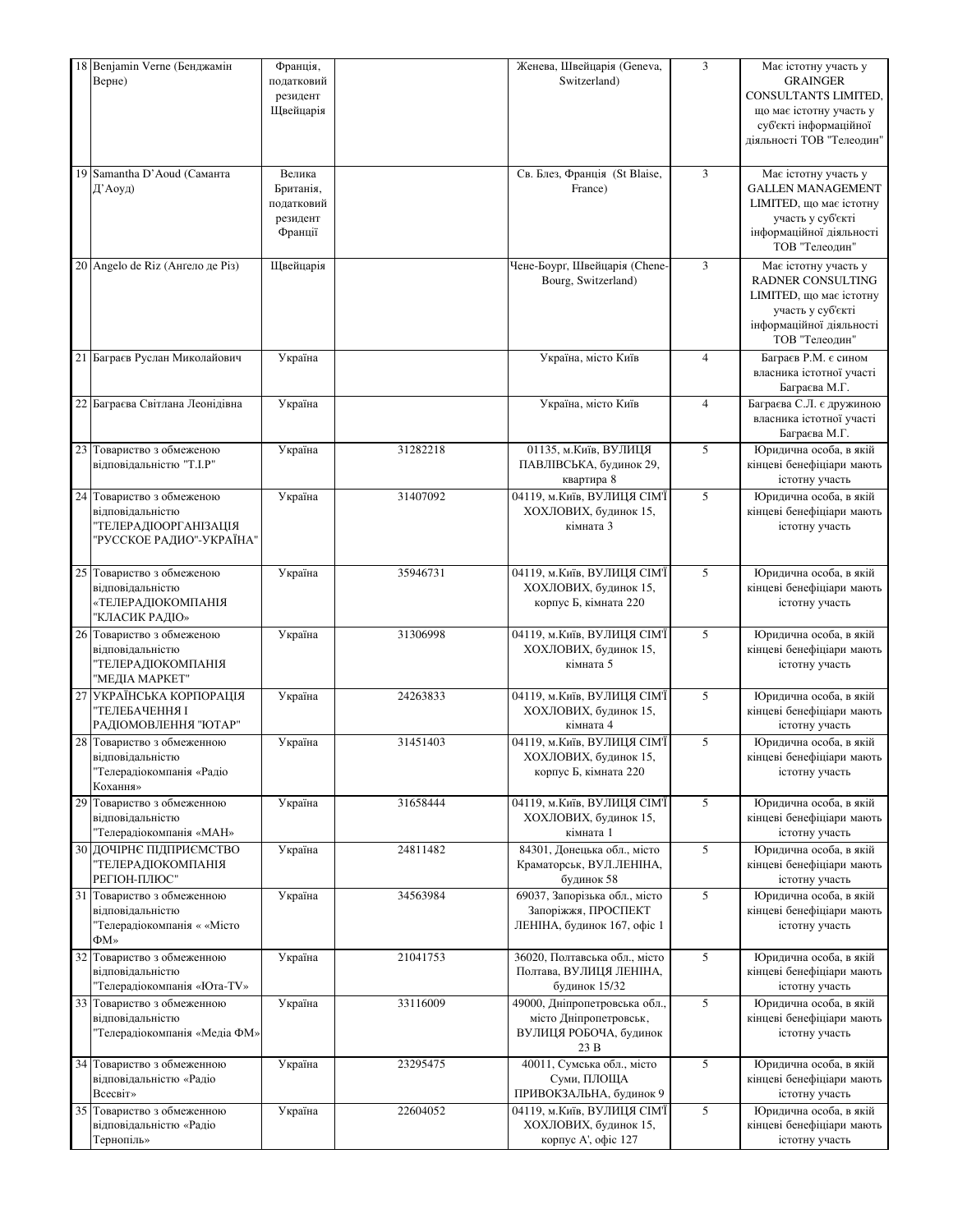| 18 | Benjamin Verne (Бенджамін Верне) | Франція, податковий резидент Швейцарія | | Женева, Швейцарія (Geneva, Switzerland) | 3 | Має істотну участь у GRAINGER CONSULTANTS LIMITED, що має істотну участь у суб'єкті інформаційної діяльності ТОВ "Телеодин" |
|---|---|---|---|---|---|---|
| 19 | Samantha D'Aoud (Саманта Д'Аоуд) | Велика Британія, податковий резидент Франції | | Св. Блез, Франція (St Blaise, France) | 3 | Має істотну участь у GALLEN MANAGEMENT LIMITED, що має істотну участь у суб'єкті інформаційної діяльності ТОВ "Телеодин" |
| 20 | Angelo de Riz (Ангело де Різ) | Швейцарія | | Чене-Боург, Швейцарія (Chene-Bourg, Switzerland) | 3 | Має істотну участь у RADNER CONSULTING LIMITED, що має істотну участь у суб'єкті інформаційної діяльності ТОВ "Телеодин" |
| 21 | Баграєв Руслан Миколайович | Україна | | Україна, місто Київ | 4 | Баграєв Р.М. є сином власника істотної участі Баграєва М.Г. |
| 22 | Баграєва Світлана Леонідівна | Україна | | Україна, місто Київ | 4 | Баграєва С.Л. є дружиною власника істотної участі Баграєва М.Г. |
| 23 | Товариство з обмеженою відповідальністю "Т.І.Р" | Україна | 31282218 | 01135, м.Київ, ВУЛИЦЯ ПАВЛІВСЬКА, будинок 29, квартира 8 | 5 | Юридична особа, в якій кінцеві бенефіціари мають істотну участь |
| 24 | Товариство з обмеженою відповідальністю "ТЕЛЕРАДІООРГАНІЗАЦІЯ "РУССКОЕ РАДИО"-УКРАЇНА" | Україна | 31407092 | 04119, м.Київ, ВУЛИЦЯ СІМ'Ї ХОХЛОВИХ, будинок 15, кімната 3 | 5 | Юридична особа, в якій кінцеві бенефіціари мають істотну участь |
| 25 | Товариство з обмеженою відповідальністю «ТЕЛЕРАДІОКОМПАНІЯ "КЛАСИК РАДІО» | Україна | 35946731 | 04119, м.Київ, ВУЛИЦЯ СІМ'Ї ХОХЛОВИХ, будинок 15, корпус Б, кімната 220 | 5 | Юридична особа, в якій кінцеві бенефіціари мають істотну участь |
| 26 | Товариство з обмеженою відповідальністю "ТЕЛЕРАДІОКОМПАНІЯ "МЕДІА МАРКЕТ" | Україна | 31306998 | 04119, м.Київ, ВУЛИЦЯ СІМ'Ї ХОХЛОВИХ, будинок 15, кімната 5 | 5 | Юридична особа, в якій кінцеві бенефіціари мають істотну участь |
| 27 | УКРАЇНСЬКА КОРПОРАЦІЯ "ТЕЛЕБАЧЕННЯ І РАДІОМОВЛЕННЯ "ЮТАР" | Україна | 24263833 | 04119, м.Київ, ВУЛИЦЯ СІМ'Ї ХОХЛОВИХ, будинок 15, кімната 4 | 5 | Юридична особа, в якій кінцеві бенефіціари мають істотну участь |
| 28 | Товариство з обмеженною відповідальністю "Телерадіокомпанія «Радіо Кохання» | Україна | 31451403 | 04119, м.Київ, ВУЛИЦЯ СІМ'Ї ХОХЛОВИХ, будинок 15, корпус Б, кімната 220 | 5 | Юридична особа, в якій кінцеві бенефіціари мають істотну участь |
| 29 | Товариство з обмеженною відповідальністю "Телерадіокомпанія «МАН» | Україна | 31658444 | 04119, м.Київ, ВУЛИЦЯ СІМ'Ї ХОХЛОВИХ, будинок 15, кімната 1 | 5 | Юридична особа, в якій кінцеві бенефіціари мають істотну участь |
| 30 | ДОЧІРНЄ ПІДПРИЄМСТВО "ТЕЛЕРАДІОКОМПАНІЯ РЕГІОН-ПЛЮС" | Україна | 24811482 | 84301, Донецька обл., місто Краматорськ, ВУЛ.ЛЕНІНА, будинок 58 | 5 | Юридична особа, в якій кінцеві бенефіціари мають істотну участь |
| 31 | Товариство з обмеженною відповідальністю "Телерадіокомпанія « «Місто ФМ» | Україна | 34563984 | 69037, Запорізька обл., місто Запоріжжя, ПРОСПЕКТ ЛЕНІНА, будинок 167, офіс 1 | 5 | Юридична особа, в якій кінцеві бенефіціари мають істотну участь |
| 32 | Товариство з обмеженною відповідальністю "Телерадіокомпанія «Юта-TV» | Україна | 21041753 | 36020, Полтавська обл., місто Полтава, ВУЛИЦЯ ЛЕНІНА, будинок 15/32 | 5 | Юридична особа, в якій кінцеві бенефіціари мають істотну участь |
| 33 | Товариство з обмеженною відповідальністю "Телерадіокомпанія «Медіа ФМ» | Україна | 33116009 | 49000, Дніпропетровська обл., місто Дніпропетровськ, ВУЛИЦЯ РОБОЧА, будинок 23 В | 5 | Юридична особа, в якій кінцеві бенефіціари мають істотну участь |
| 34 | Товариство з обмеженною відповідальністю «Радіо Всесвіт» | Україна | 23295475 | 40011, Сумська обл., місто Суми, ПЛОЩА ПРИВОКЗАЛЬНА, будинок 9 | 5 | Юридична особа, в якій кінцеві бенефіціари мають істотну участь |
| 35 | Товариство з обмеженною відповідальністю «Радіо Тернопіль» | Україна | 22604052 | 04119, м.Київ, ВУЛИЦЯ СІМ'Ї ХОХЛОВИХ, будинок 15, корпус А', офіс 127 | 5 | Юридична особа, в якій кінцеві бенефіціари мають істотну участь |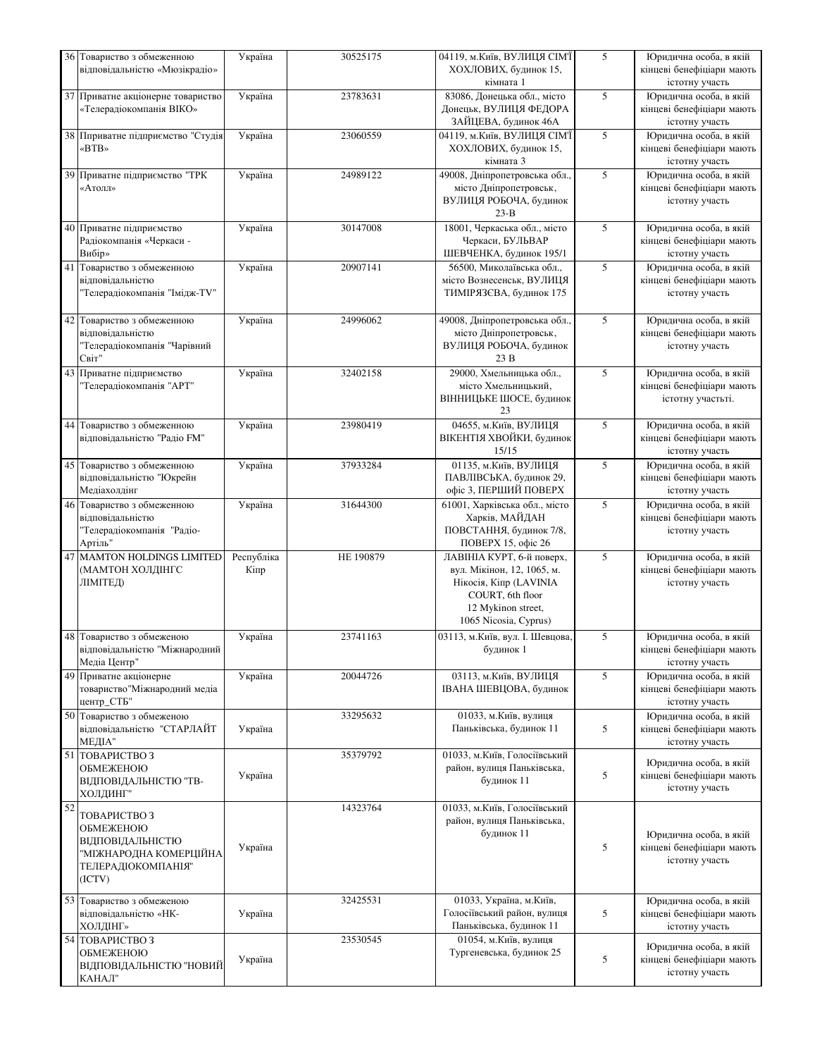| 36 | Товариство з обмеженою відповідальністю «Мюзікрадіо» | Україна | 30525175 | 04119, м.Київ, ВУЛИЦЯ СІМ'Ї ХОХЛОВИХ, будинок 15, кімната 1 | 5 | Юридична особа, в якій кінцеві бенефіціари мають істотну участь |
|---|---|---|---|---|---|---|
| 37 | Приватне акціонерне товариство «Телерадіокомпанія ВІКО» | Україна | 23783631 | 83086, Донецька обл., місто Донецьк, ВУЛИЦЯ ФЕДОРА ЗАЙЦЕВА, будинок 46А | 5 | Юридична особа, в якій кінцеві бенефіціари мають істотну участь |
| 38 | Пприватне підприємство "Студія «ВТВ» | Україна | 23060559 | 04119, м.Київ, ВУЛИЦЯ СІМ'Ї ХОХЛОВИХ, будинок 15, кімната 3 | 5 | Юридична особа, в якій кінцеві бенефіціари мають істотну участь |
| 39 | Приватне підприємство "ТРК «Атолл» | Україна | 24989122 | 49008, Дніпропетровська обл., місто Дніпропетровськ, ВУЛИЦЯ РОБОЧА, будинок 23-В | 5 | Юридична особа, в якій кінцеві бенефіціари мають істотну участь |
| 40 | Приватне підприємство Радіокомпанія «Черкаси - Вибір» | Україна | 30147008 | 18001, Черкаська обл., місто Черкаси, БУЛЬВАР ШЕВЧЕНКА, будинок 195/1 | 5 | Юридична особа, в якій кінцеві бенефіціари мають істотну участь |
| 41 | Товариство з обмеженою відповідальністю "Телерадіокомпанія "Імідж-TV" | Україна | 20907141 | 56500, Миколаївська обл., місто Вознесенськ, ВУЛИЦЯ ТИМІРЯЗЄВА, будинок 175 | 5 | Юридична особа, в якій кінцеві бенефіціари мають істотну участь |
| 42 | Товариство з обмеженою відповідальністю "Телерадіокомпанія "Чарівний Світ" | Україна | 24996062 | 49008, Дніпропетровська обл., місто Дніпропетровськ, ВУЛИЦЯ РОБОЧА, будинок 23 В | 5 | Юридична особа, в якій кінцеві бенефіціари мають істотну участь |
| 43 | Приватне підприємство "Телерадіокомпанія "АРТ" | Україна | 32402158 | 29000, Хмельницька обл., місто Хмельницький, ВІННИЦЬКЕ ШОСЕ, будинок 23 | 5 | Юридична особа, в якій кінцеві бенефіціари мають істотну участьті. |
| 44 | Товариство з обмеженою відповідальністю "Радіо FM" | Україна | 23980419 | 04655, м.Київ, ВУЛИЦЯ ВІКЕНТІЯ ХВОЙКИ, будинок 15/15 | 5 | Юридична особа, в якій кінцеві бенефіціари мають істотну участь |
| 45 | Товариство з обмеженою відповідальністю "Юкрейн Медіахолдінг | Україна | 37933284 | 01135, м.Київ, ВУЛИЦЯ ПАВЛІВСЬКА, будинок 29, офіс 3, ПЕРШИЙ ПОВЕРХ | 5 | Юридична особа, в якій кінцеві бенефіціари мають істотну участь |
| 46 | Товариство з обмеженою відповідальністю "Телерадіокомпанія "Радіо-Артіль" | Україна | 31644300 | 61001, Харківська обл., місто Харків, МАЙДАН ПОВСТАННЯ, будинок 7/8, ПОВЕРХ 15, офіс 26 | 5 | Юридична особа, в якій кінцеві бенефіціари мають істотну участь |
| 47 | MAMTON HOLDINGS LIMITED (МАМТОН ХОЛДІНГС ЛІМІТЕД) | Республіка Кіпр | HE 190879 | ЛАВІНІА КУРТ, 6-й поверх, вул. Мікінон, 12, 1065, м. Нікосія, Кіпр (LAVINIA COURT, 6th floor 12 Mykinon street, 1065 Nicosia, Cyprus) | 5 | Юридична особа, в якій кінцеві бенефіціари мають істотну участь |
| 48 | Товариство з обмеженою відповідальністю "Міжнародний Медіа Центр" | Україна | 23741163 | 03113, м.Київ, вул. І. Шевцова, будинок 1 | 5 | Юридична особа, в якій кінцеві бенефіціари мають істотну участь |
| 49 | Приватне акціонерне товариство"Міжнародний медіа центр_СТБ" | Україна | 20044726 | 03113, м.Київ, ВУЛИЦЯ ІВАНА ШЕВЦОВА, будинок | 5 | Юридична особа, в якій кінцеві бенефіціари мають істотну участь |
| 50 | Товариство з обмеженою відповідальністю "СТАРЛАЙТ МЕДІА" | Україна | 33295632 | 01033, м.Київ, вулиця Паньківська, будинок 11 | 5 | Юридична особа, в якій кінцеві бенефіціари мають істотну участь |
| 51 | ТОВАРИСТВО З ОБМЕЖЕНОЮ ВІДПОВІДАЛЬНІСТЮ "ТВ-ХОЛДИНГ" | Україна | 35379792 | 01033, м.Київ, Голосіївський район, вулиця Паньківська, будинок 11 | 5 | Юридична особа, в якій кінцеві бенефіціари мають істотну участь |
| 52 | ТОВАРИСТВО З ОБМЕЖЕНОЮ ВІДПОВІДАЛЬНІСТЮ "МІЖНАРОДНА КОМЕРЦІЙНА ТЕЛЕРАДІОКОМПАНІЯ" (ICTV) | Україна | 14323764 | 01033, м.Київ, Голосіївський район, вулиця Паньківська, будинок 11 | 5 | Юридична особа, в якій кінцеві бенефіціари мають істотну участь |
| 53 | Товариство з обмеженою відповідальністю «НК-ХОЛДІНГ» | Україна | 32425531 | 01033, Україна, м.Київ, Голосіївський район, вулиця Паньківська, будинок 11 | 5 | Юридична особа, в якій кінцеві бенефіціари мають істотну участь |
| 54 | ТОВАРИСТВО З ОБМЕЖЕНОЮ ВІДПОВІДАЛЬНІСТЮ "НОВИЙ КАНАЛ" | Україна | 23530545 | 01054, м.Київ, вулиця Тургеневська, будинок 25 | 5 | Юридична особа, в якій кінцеві бенефіціари мають істотну участь |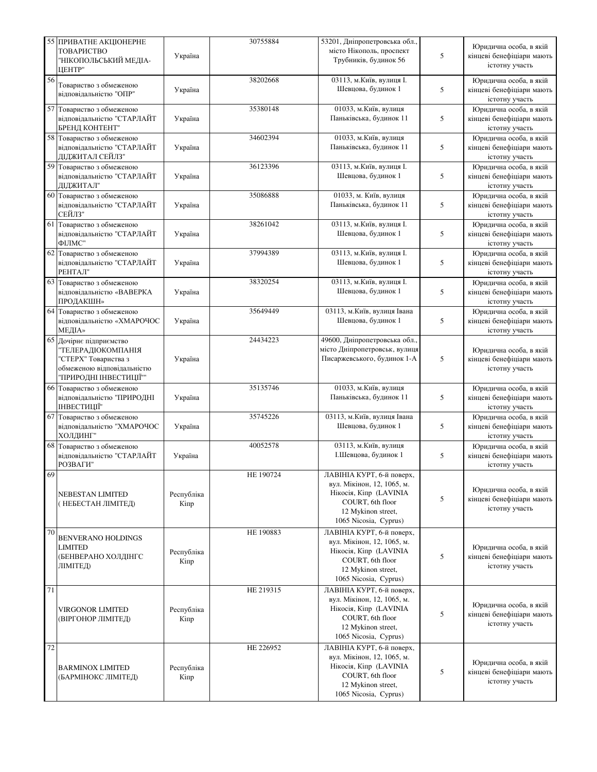| | | | | | | |
|---|---|---|---|---|---|---|
| 55 | ПРИВАТНЕ АКЦІОНЕРНЕ ТОВАРИСТВО "НІКОПОЛЬСЬКИЙ МЕДІА-ЦЕНТР" | Україна | 30755884 | 53201, Дніпропетровська обл., місто Нікополь, проспект Трубників, будинок 56 | 5 | Юридична особа, в якій кінцеві бенефіціари мають істотну участь |
| 56 | Товариство з обмеженою відповідальністю "ОПР" | Україна | 38202668 | 03113, м.Київ, вулиця І. Шевцова, будинок 1 | 5 | Юридична особа, в якій кінцеві бенефіціари мають істотну участь |
| 57 | Товариство з обмеженою відповідальністю "СТАРЛАЙТ БРЕНД КОНТЕНТ" | Україна | 35380148 | 01033, м.Київ, вулиця Паньківська, будинок 11 | 5 | Юридична особа, в якій кінцеві бенефіціари мають істотну участь |
| 58 | Товариство з обмеженою відповідальністю "СТАРЛАЙТ ДІДЖИТАЛ СЕЙЛЗ" | Україна | 34602394 | 01033, м.Київ, вулиця Паньківська, будинок 11 | 5 | Юридична особа, в якій кінцеві бенефіціари мають істотну участь |
| 59 | Товариство з обмеженою відповідальністю "СТАРЛАЙТ ДІДЖИТАЛ" | Україна | 36123396 | 03113, м.Київ, вулиця І. Шевцова, будинок 1 | 5 | Юридична особа, в якій кінцеві бенефіціари мають істотну участь |
| 60 | Товариство з обмеженою відповідальністю "СТАРЛАЙТ СЕЙЛЗ" | Україна | 35086888 | 01033, м. Київ, вулиця Паньківська, будинок 11 | 5 | Юридична особа, в якій кінцеві бенефіціари мають істотну участь |
| 61 | Товариство з обмеженою відповідальністю "СТАРЛАЙТ ФІЛМС" | Україна | 38261042 | 03113, м.Київ, вулиця І. Шевцова, будинок 1 | 5 | Юридична особа, в якій кінцеві бенефіціари мають істотну участь |
| 62 | Товариство з обмеженою відповідальністю "СТАРЛАЙТ РЕНТАЛ" | Україна | 37994389 | 03113, м.Київ, вулиця І. Шевцова, будинок 1 | 5 | Юридична особа, в якій кінцеві бенефіціари мають істотну участь |
| 63 | Товариство з обмеженою відповідальністю «ВАВЕРКА ПРОДАКШН» | Україна | 38320254 | 03113, м.Київ, вулиця І. Шевцова, будинок 1 | 5 | Юридична особа, в якій кінцеві бенефіціари мають істотну участь |
| 64 | Товариство з обмеженою відповідальністю «ХМАРОЧОС МЕДІА» | Україна | 35649449 | 03113, м.Київ, вулиця Івана Шевцова, будинок 1 | 5 | Юридична особа, в якій кінцеві бенефіціари мають істотну участь |
| 65 | Дочірнє підприємство "ТЕЛЕРАДІОКОМПАНІЯ "СТЕРХ" Товариства з обмеженою відповідальністю "ПРИРОДНІ ІНВЕСТИЦІЇ"" | Україна | 24434223 | 49600, Дніпропетровська обл., місто Дніпропетровськ, вулиця Писаржевського, будинок 1-А | 5 | Юридична особа, в якій кінцеві бенефіціари мають істотну участь |
| 66 | Товариство з обмеженою відповідальністю "ПРИРОДНІ ІНВЕСТИЦІЇ" | Україна | 35135746 | 01033, м.Київ, вулиця Паньківська, будинок 11 | 5 | Юридична особа, в якій кінцеві бенефіціари мають істотну участь |
| 67 | Товариство з обмеженою відповідальністю "ХМАРОЧОС ХОЛДИНГ" | Україна | 35745226 | 03113, м.Київ, вулиця Івана Шевцова, будинок 1 | 5 | Юридична особа, в якій кінцеві бенефіціари мають істотну участь |
| 68 | Товариство з обмеженою відповідальністю "СТАРЛАЙТ РОЗВАГИ" | Україна | 40052578 | 03113, м.Київ, вулиця І.Шевцова, будинок 1 | 5 | Юридична особа, в якій кінцеві бенефіціари мають істотну участь |
| 69 | NEBESTAN LIMITED ( НЕБЕСТАН ЛІМІТЕД) | Республіка Кіпр | HE 190724 | ЛАВІНІА КУРТ, 6-й поверх, вул. Мікінон, 12, 1065, м. Нікосія, Кіпр (LAVINIA COURT, 6th floor 12 Mykinon street, 1065 Nicosia, Cyprus) | 5 | Юридична особа, в якій кінцеві бенефіціари мають істотну участь |
| 70 | BENVERANO HOLDINGS LIMITED (БЕНВЕРАНО ХОЛДІНГС ЛІМІТЕД) | Республіка Кіпр | HE 190883 | ЛАВІНІА КУРТ, 6-й поверх, вул. Мікінон, 12, 1065, м. Нікосія, Кіпр (LAVINIA COURT, 6th floor 12 Mykinon street, 1065 Nicosia, Cyprus) | 5 | Юридична особа, в якій кінцеві бенефіціари мають істотну участь |
| 71 | VIRGONOR LIMITED (ВІРГОНОР ЛІМІТЕД) | Республіка Кіпр | HE 219315 | ЛАВІНІА КУРТ, 6-й поверх, вул. Мікінон, 12, 1065, м. Нікосія, Кіпр (LAVINIA COURT, 6th floor 12 Mykinon street, 1065 Nicosia, Cyprus) | 5 | Юридична особа, в якій кінцеві бенефіціари мають істотну участь |
| 72 | BARMINOX LIMITED (БАРМІНОКС ЛІМІТЕД) | Республіка Кіпр | HE 226952 | ЛАВІНІА КУРТ, 6-й поверх, вул. Мікінон, 12, 1065, м. Нікосія, Кіпр (LAVINIA COURT, 6th floor 12 Mykinon street, 1065 Nicosia, Cyprus) | 5 | Юридична особа, в якій кінцеві бенефіціари мають істотну участь |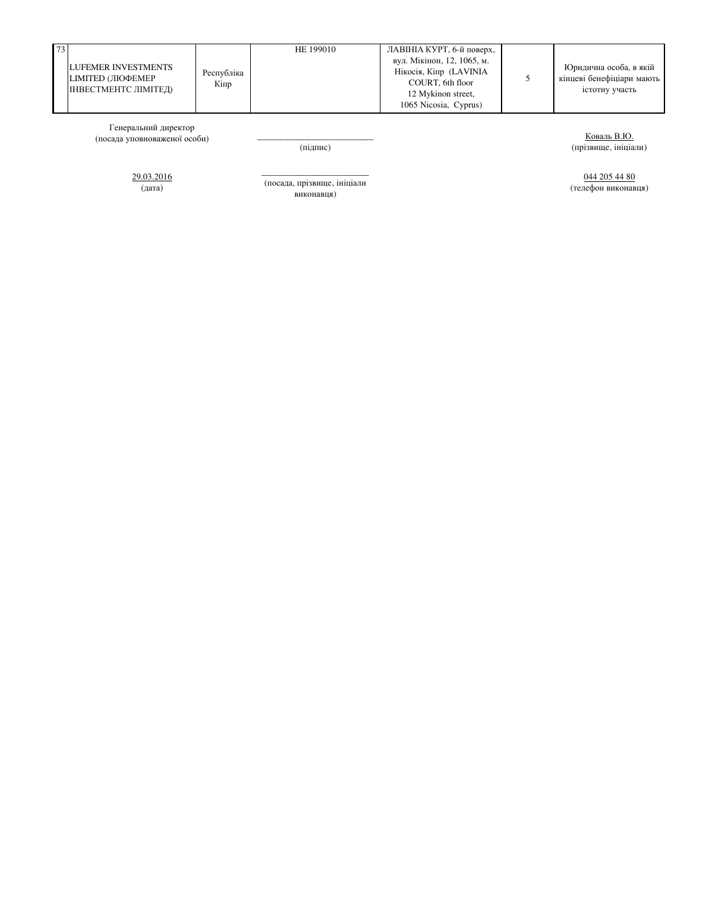| | | | | | | |
|---|---|---|---|---|---|---|
| 73 | LUFEMER INVESTMENTS LIMITED (ЛЮФЕМЕР ІНВЕСТМЕНТС ЛІМІТЕД) | Республіка Кіпр | НЕ 199010 | ЛАВІНІА КУРТ, 6-й поверх, вул. Мікінон, 12, 1065, м. Нікосія, Кіпр (LAVINIA COURT, 6th floor 12 Mykinon street, 1065 Nicosia, Cyprus) | 5 | Юридична особа, в якій кінцеві бенефіціари мають істотну участь |

Генеральний директор
(посада уповноваженої особи)

_________________________
(підпис)

Коваль В.Ю.
(прізвище, ініціали)

29.03.2016
(дата)

_________________________
(посада, прізвище, ініціали виконавця)

044 205 44 80
(телефон виконавця)